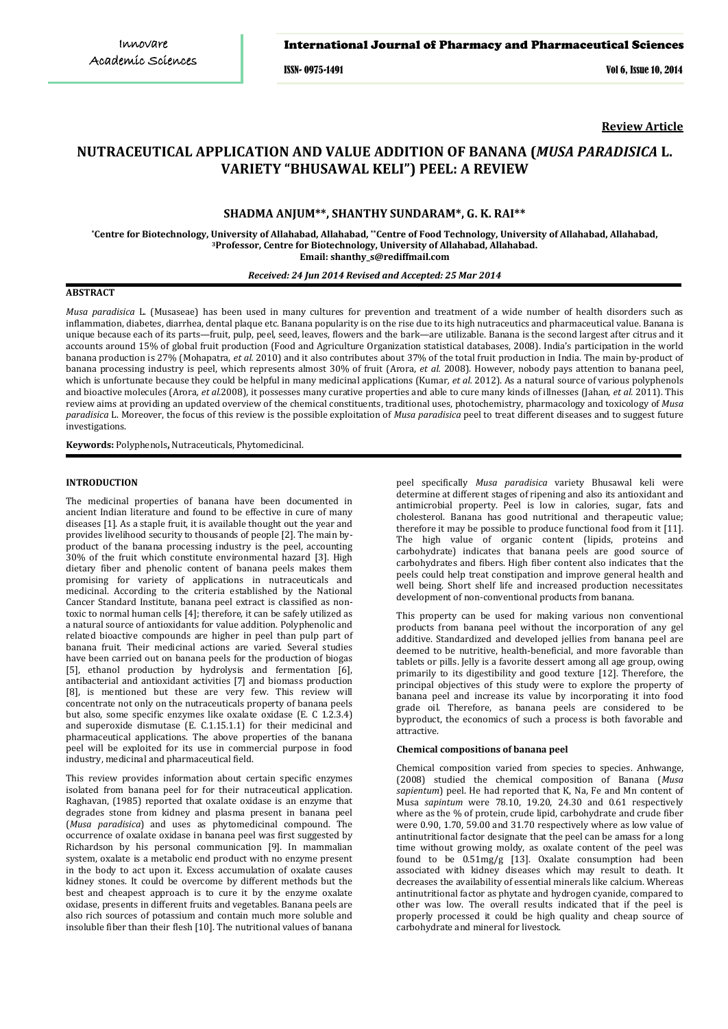**Review Article**

# NUTRACEUTICAL APPLICATION AND VALUE ADDITION OF BANANA (*MUSA PARADISICA* L. VARIETY "BHUSAWAL KELI") PEEL: A REVIEW

**SHADMA ANJUM\*\*, SHANTHY SUNDARAM\*, G. K. RAI\*\***

**\*Centre for Biotechnology, University of Allahabad, Allahabad, \*\*Centre of Food Technology, University of Allahabad, Allahabad, [3]Professor, Centre for Biotechnology, University of Allahabad, Allahabad.**
**Email: shanthy_s@rediffmail.com**

***Received: 24 Jun 2014 Revised and Accepted: 25 Mar 2014***

## ABSTRACT

*Musa paradisica* L. (Musaseae) has been used in many cultures for prevention and treatment of a wide number of health disorders such as inflammation, diabetes, diarrhea, dental plaque etc. Banana popularity is on the rise due to its high nutraceutics and pharmaceutical value. Banana is unique because each of its parts—fruit, pulp, peel, seed, leaves, flowers and the bark—are utilizable. Banana is the second largest after citrus and it accounts around 15% of global fruit production (Food and Agriculture Organization statistical databases, 2008). India's participation in the world banana production is 27% (Mohapatra, *et al.* 2010) and it also contributes about 37% of the total fruit production in India. The main by-product of banana processing industry is peel, which represents almost 30% of fruit (Arora, *et al.* 2008). However, nobody pays attention to banana peel, which is unfortunate because they could be helpful in many medicinal applications (Kumar, *et al.* 2012). As a natural source of various polyphenols and bioactive molecules (Arora, *et al.*2008), it possesses many curative properties and able to cure many kinds of illnesses (Jahan, *et al.* 2011). This review aims at providing an updated overview of the chemical constituents, traditional uses, photochemistry, pharmacology and toxicology of *Musa paradisica* L. Moreover, the focus of this review is the possible exploitation of *Musa paradisica* peel to treat different diseases and to suggest future investigations.

**Keywords:** Polyphenols**,** Nutraceuticals, Phytomedicinal.

## INTRODUCTION

The medicinal properties of banana have been documented in ancient Indian literature and found to be effective in cure of many diseases [1]. As a staple fruit, it is available thought out the year and provides livelihood security to thousands of people [2]. The main by-product of the banana processing industry is the peel, accounting 30% of the fruit which constitute environmental hazard [3]. High dietary fiber and phenolic content of banana peels makes them promising for variety of applications in nutraceuticals and medicinal. According to the criteria established by the National Cancer Standard Institute, banana peel extract is classified as non-toxic to normal human cells [4]; therefore, it can be safely utilized as a natural source of antioxidants for value addition. Polyphenolic and related bioactive compounds are higher in peel than pulp part of banana fruit. Their medicinal actions are varied. Several studies have been carried out on banana peels for the production of biogas [5], ethanol production by hydrolysis and fermentation [6], antibacterial and antioxidant activities [7] and biomass production [8], is mentioned but these are very few. This review will concentrate not only on the nutraceuticals property of banana peels but also, some specific enzymes like oxalate oxidase (E. C 1.2.3.4) and superoxide dismutase (E. C.1.15.1.1) for their medicinal and pharmaceutical applications. The above properties of the banana peel will be exploited for its use in commercial purpose in food industry, medicinal and pharmaceutical field.

This review provides information about certain specific enzymes isolated from banana peel for for their nutraceutical application. Raghavan, (1985) reported that oxalate oxidase is an enzyme that degrades stone from kidney and plasma present in banana peel (*Musa paradisica*) and uses as phytomedicinal compound. The occurrence of oxalate oxidase in banana peel was first suggested by Richardson by his personal communication [9]. In mammalian system, oxalate is a metabolic end product with no enzyme present in the body to act upon it. Excess accumulation of oxalate causes kidney stones. It could be overcome by different methods but the best and cheapest approach is to cure it by the enzyme oxalate oxidase, presents in different fruits and vegetables. Banana peels are also rich sources of potassium and contain much more soluble and insoluble fiber than their flesh [10]. The nutritional values of banana peel specifically *Musa paradisica* variety Bhusawal keli were determine at different stages of ripening and also its antioxidant and antimicrobial property. Peel is low in calories, sugar, fats and cholesterol. Banana has good nutritional and therapeutic value; therefore it may be possible to produce functional food from it [11]. The high value of organic content (lipids, proteins and carbohydrate) indicates that banana peels are good source of carbohydrates and fibers. High fiber content also indicates that the peels could help treat constipation and improve general health and well being. Short shelf life and increased production necessitates development of non-conventional products from banana.

This property can be used for making various non conventional products from banana peel without the incorporation of any gel additive. Standardized and developed jellies from banana peel are deemed to be nutritive, health-beneficial, and more favorable than tablets or pills. Jelly is a favorite dessert among all age group, owing primarily to its digestibility and good texture [12]. Therefore, the principal objectives of this study were to explore the property of banana peel and increase its value by incorporating it into food grade oil. Therefore, as banana peels are considered to be byproduct, the economics of such a process is both favorable and attractive.

### Chemical compositions of banana peel

Chemical composition varied from species to species. Anhwange, (2008) studied the chemical composition of Banana (*Musa sapientum*) peel. He had reported that K, Na, Fe and Mn content of Musa *sapintum* were 78.10, 19.20, 24.30 and 0.61 respectively where as the % of protein, crude lipid, carbohydrate and crude fiber were 0.90, 1.70, 59.00 and 31.70 respectively where as low value of antinutritional factor designate that the peel can be amass for a long time without growing moldy, as oxalate content of the peel was found to be 0.51mg/g [13]. Oxalate consumption had been associated with kidney diseases which may result to death. It decreases the availability of essential minerals like calcium. Whereas antinutritional factor as phytate and hydrogen cyanide, compared to other was low. The overall results indicated that if the peel is properly processed it could be high quality and cheap source of carbohydrate and mineral for livestock.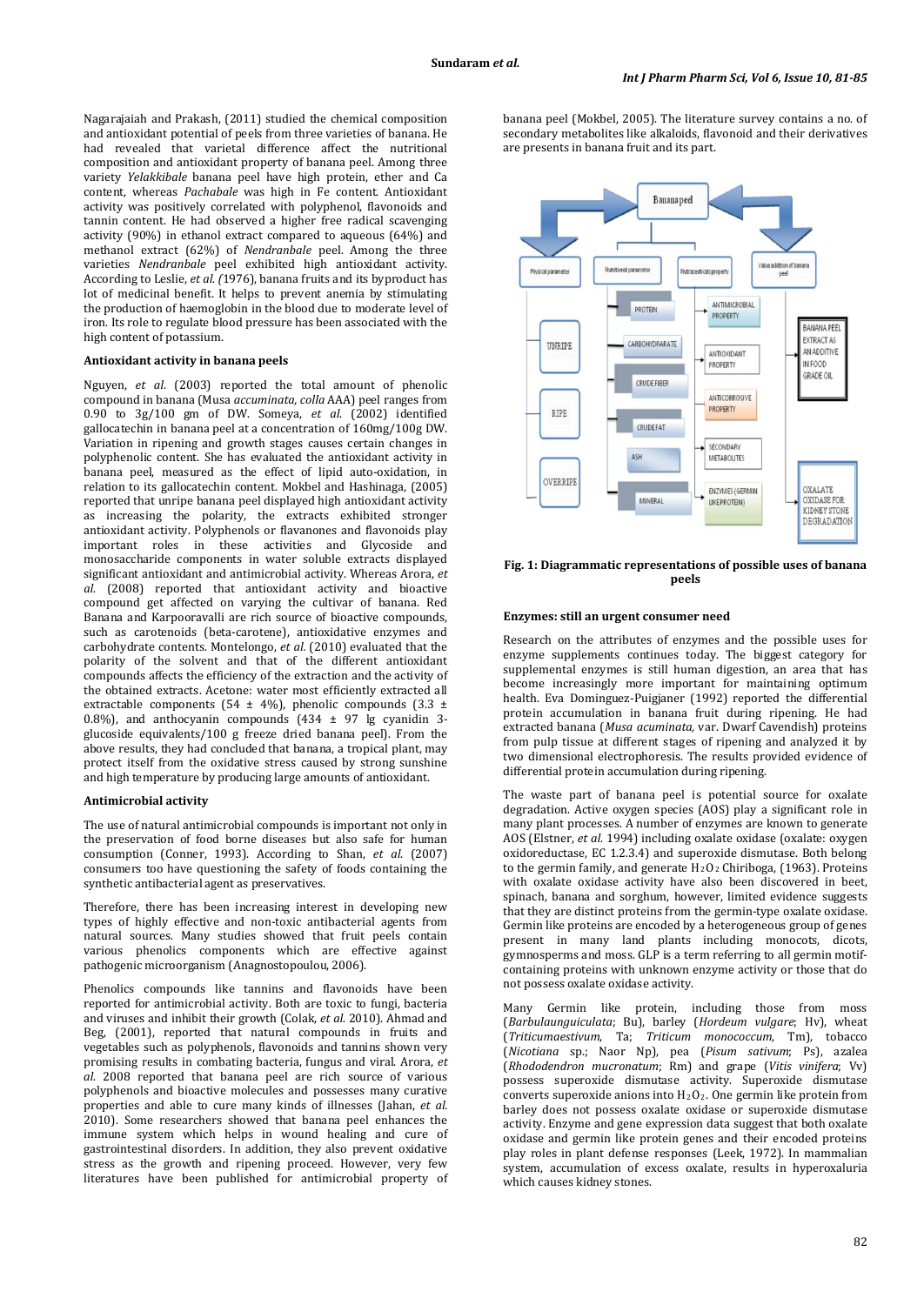Nagarajaiah and Prakash, (2011) studied the chemical composition and antioxidant potential of peels from three varieties of banana. He had revealed that varietal difference affect the nutritional composition and antioxidant property of banana peel. Among three variety *Yelakkibale* banana peel have high protein, ether and Ca content, whereas *Pachabale* was high in Fe content. Antioxidant activity was positively correlated with polyphenol, flavonoids and tannin content. He had observed a higher free radical scavenging activity (90%) in ethanol extract compared to aqueous (64%) and methanol extract (62%) of *Nendranbale* peel. Among the three varieties *Nendranbale* peel exhibited high antioxidant activity. According to Leslie, *et al. (*1976), banana fruits and its byproduct has lot of medicinal benefit. It helps to prevent anemia by stimulating the production of haemoglobin in the blood due to moderate level of iron. Its role to regulate blood pressure has been associated with the high content of potassium.

### Antioxidant activity in banana peels

Nguyen, *et al.* (2003) reported the total amount of phenolic compound in banana (Musa *accuminata, colla* AAA) peel ranges from 0.90 to 3g/100 gm of DW. Someya, *et al.* (2002) identified gallocatechin in banana peel at a concentration of 160mg/100g DW. Variation in ripening and growth stages causes certain changes in polyphenolic content. She has evaluated the antioxidant activity in banana peel, measured as the effect of lipid auto-oxidation, in relation to its gallocatechin content. Mokbel and Hashinaga, (2005) reported that unripe banana peel displayed high antioxidant activity as increasing the polarity, the extracts exhibited stronger antioxidant activity. Polyphenols or flavanones and flavonoids play important roles in these activities and Glycoside and monosaccharide components in water soluble extracts displayed significant antioxidant and antimicrobial activity. Whereas Arora, *et al.* (2008) reported that antioxidant activity and bioactive compound get affected on varying the cultivar of banana. Red Banana and Karpooravalli are rich source of bioactive compounds, such as carotenoids (beta-carotene), antioxidative enzymes and carbohydrate contents. Montelongo, *et al.* (2010) evaluated that the polarity of the solvent and that of the different antioxidant compounds affects the efficiency of the extraction and the activity of the obtained extracts. Acetone: water most efficiently extracted all extractable components (54 ± 4%), phenolic compounds (3.3 ± 0.8%), and anthocyanin compounds (434 ± 97 lg cyanidin 3-glucoside equivalents/100 g freeze dried banana peel). From the above results, they had concluded that banana, a tropical plant, may protect itself from the oxidative stress caused by strong sunshine and high temperature by producing large amounts of antioxidant.

### Antimicrobial activity

The use of natural antimicrobial compounds is important not only in the preservation of food borne diseases but also safe for human consumption (Conner, 1993). According to Shan, *et al.* (2007) consumers too have questioning the safety of foods containing the synthetic antibacterial agent as preservatives.

Therefore, there has been increasing interest in developing new types of highly effective and non-toxic antibacterial agents from natural sources. Many studies showed that fruit peels contain various phenolics components which are effective against pathogenic microorganism (Anagnostopoulou, 2006).

Phenolics compounds like tannins and flavonoids have been reported for antimicrobial activity. Both are toxic to fungi, bacteria and viruses and inhibit their growth (Colak, *et al.* 2010). Ahmad and Beg, (2001), reported that natural compounds in fruits and vegetables such as polyphenols, flavonoids and tannins shown very promising results in combating bacteria, fungus and viral. Arora, *et al.* 2008 reported that banana peel are rich source of various polyphenols and bioactive molecules and possesses many curative properties and able to cure many kinds of illnesses (Jahan, *et al.* 2010). Some researchers showed that banana peel enhances the immune system which helps in wound healing and cure of gastrointestinal disorders. In addition, they also prevent oxidative stress as the growth and ripening proceed. However, very few literatures have been published for antimicrobial property of banana peel (Mokbel, 2005). The literature survey contains a no. of secondary metabolites like alkaloids, flavonoid and their derivatives are presents in banana fruit and its part.

**Fig. 1: Diagrammatic representations of possible uses of banana peels**

### Enzymes: still an urgent consumer need

Research on the attributes of enzymes and the possible uses for enzyme supplements continues today. The biggest category for supplemental enzymes is still human digestion, an area that has become increasingly more important for maintaining optimum health. Eva Dominguez-Puigjaner (1992) reported the differential protein accumulation in banana fruit during ripening. He had extracted banana (*Musa acuminata*, var. Dwarf Cavendish) proteins from pulp tissue at different stages of ripening and analyzed it by two dimensional electrophoresis. The results provided evidence of differential protein accumulation during ripening.

The waste part of banana peel is potential source for oxalate degradation. Active oxygen species (AOS) play a significant role in many plant processes. A number of enzymes are known to generate AOS (Elstner, *et al.* 1994) including oxalate oxidase (oxalate: oxygen oxidoreductase, EC 1.2.3.4) and superoxide dismutase. Both belong to the germin family, and generate $H_2O_2$ Chiriboga, (1963). Proteins with oxalate oxidase activity have also been discovered in beet, spinach, banana and sorghum, however, limited evidence suggests that they are distinct proteins from the germin-type oxalate oxidase. Germin like proteins are encoded by a heterogeneous group of genes present in many land plants including monocots, dicots, gymnosperms and moss. GLP is a term referring to all germin motif-containing proteins with unknown enzyme activity or those that do not possess oxalate oxidase activity.

Many Germin like protein, including those from moss (*Barbulaunguiculata*; Bu), barley (*Hordeum vulgare*; Hv), wheat (*Triticumaestivum*, Ta; *Triticum monococcum*, Tm), tobacco (*Nicotiana* sp.; Naor Np), pea (*Pisum sativum*; Ps), azalea (*Rhododendron mucronatum*; Rm) and grape (*Vitis vinifera*; Vv) possess superoxide dismutase activity. Superoxide dismutase converts superoxide anions into $H_2O_2$. One germin like protein from barley does not possess oxalate oxidase or superoxide dismutase activity. Enzyme and gene expression data suggest that both oxalate oxidase and germin like protein genes and their encoded proteins play roles in plant defense responses (Leek, 1972). In mammalian system, accumulation of excess oxalate, results in hyperoxaluria which causes kidney stones.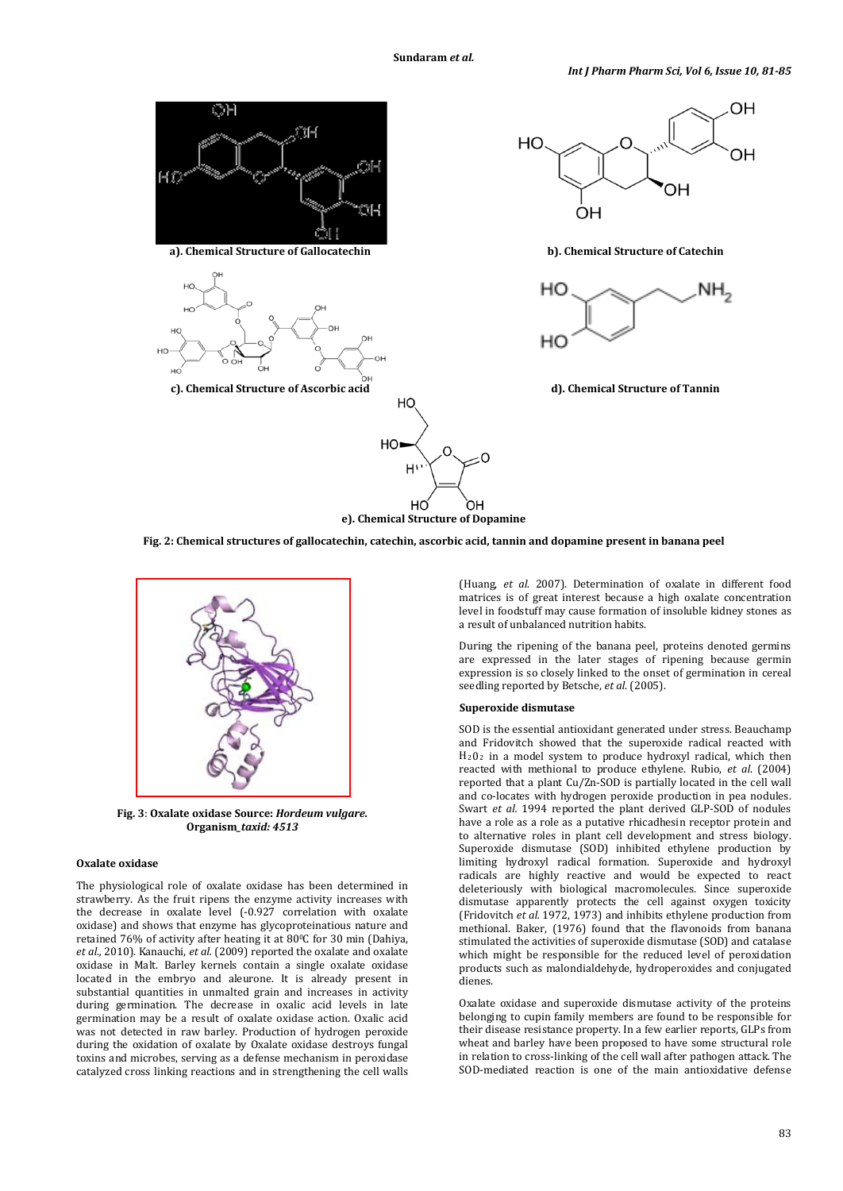a). Chemical Structure of Gallocatechin

b). Chemical Structure of Catechin

c). Chemical Structure of Ascorbic acid

d). Chemical Structure of Tannin

e). Chemical Structure of Dopamine

**Fig. 2: Chemical structures of gallocatechin, catechin, ascorbic acid, tannin and dopamine present in banana peel**

**Fig. 3**: **Oxalate oxidase Source:** ***Hordeum vulgare.*** **Organism_*taxid: 4513***

### Oxalate oxidase

The physiological role of oxalate oxidase has been determined in strawberry. As the fruit ripens the enzyme activity increases with the decrease in oxalate level (-0.927 correlation with oxalate oxidase) and shows that enzyme has glycoproteinatious nature and retained 76% of activity after heating it at 80ºC for 30 min (Dahiya, *et al.*, 2010). Kanauchi, *et al.* (2009) reported the oxalate and oxalate oxidase in Malt. Barley kernels contain a single oxalate oxidase located in the embryo and aleurone. It is already present in substantial quantities in unmalted grain and increases in activity during germination. The decrease in oxalic acid levels in late germination may be a result of oxalate oxidase action. Oxalic acid was not detected in raw barley. Production of hydrogen peroxide during the oxidation of oxalate by Oxalate oxidase destroys fungal toxins and microbes, serving as a defense mechanism in peroxidase catalyzed cross linking reactions and in strengthening the cell walls (Huang, *et al.* 2007). Determination of oxalate in different food matrices is of great interest because a high oxalate concentration level in foodstuff may cause formation of insoluble kidney stones as a result of unbalanced nutrition habits.

During the ripening of the banana peel, proteins denoted germins are expressed in the later stages of ripening because germin expression is so closely linked to the onset of germination in cereal seedling reported by Betsche, *et al.* (2005).

### Superoxide dismutase

SOD is the essential antioxidant generated under stress. Beauchamp and Fridovitch showed that the superoxide radical reacted with $H_2O_2$ in a model system to produce hydroxyl radical, which then reacted with methional to produce ethylene. Rubio, *et al.* (2004) reported that a plant Cu/Zn-SOD is partially located in the cell wall and co-locates with hydrogen peroxide production in pea nodules. Swart *et al.* 1994 reported the plant derived GLP-SOD of nodules have a role as a role as a putative rhicadhesin receptor protein and to alternative roles in plant cell development and stress biology. Superoxide dismutase (SOD) inhibited ethylene production by limiting hydroxyl radical formation. Superoxide and hydroxyl radicals are highly reactive and would be expected to react deleteriously with biological macromolecules. Since superoxide dismutase apparently protects the cell against oxygen toxicity (Fridovitch *et al.* 1972, 1973) and inhibits ethylene production from methional. Baker, (1976) found that the flavonoids from banana stimulated the activities of superoxide dismutase (SOD) and catalase which might be responsible for the reduced level of peroxidation products such as malondialdehyde, hydroperoxides and conjugated dienes.

Oxalate oxidase and superoxide dismutase activity of the proteins belonging to cupin family members are found to be responsible for their disease resistance property. In a few earlier reports, GLPs from wheat and barley have been proposed to have some structural role in relation to cross-linking of the cell wall after pathogen attack. The SOD-mediated reaction is one of the main antioxidative defense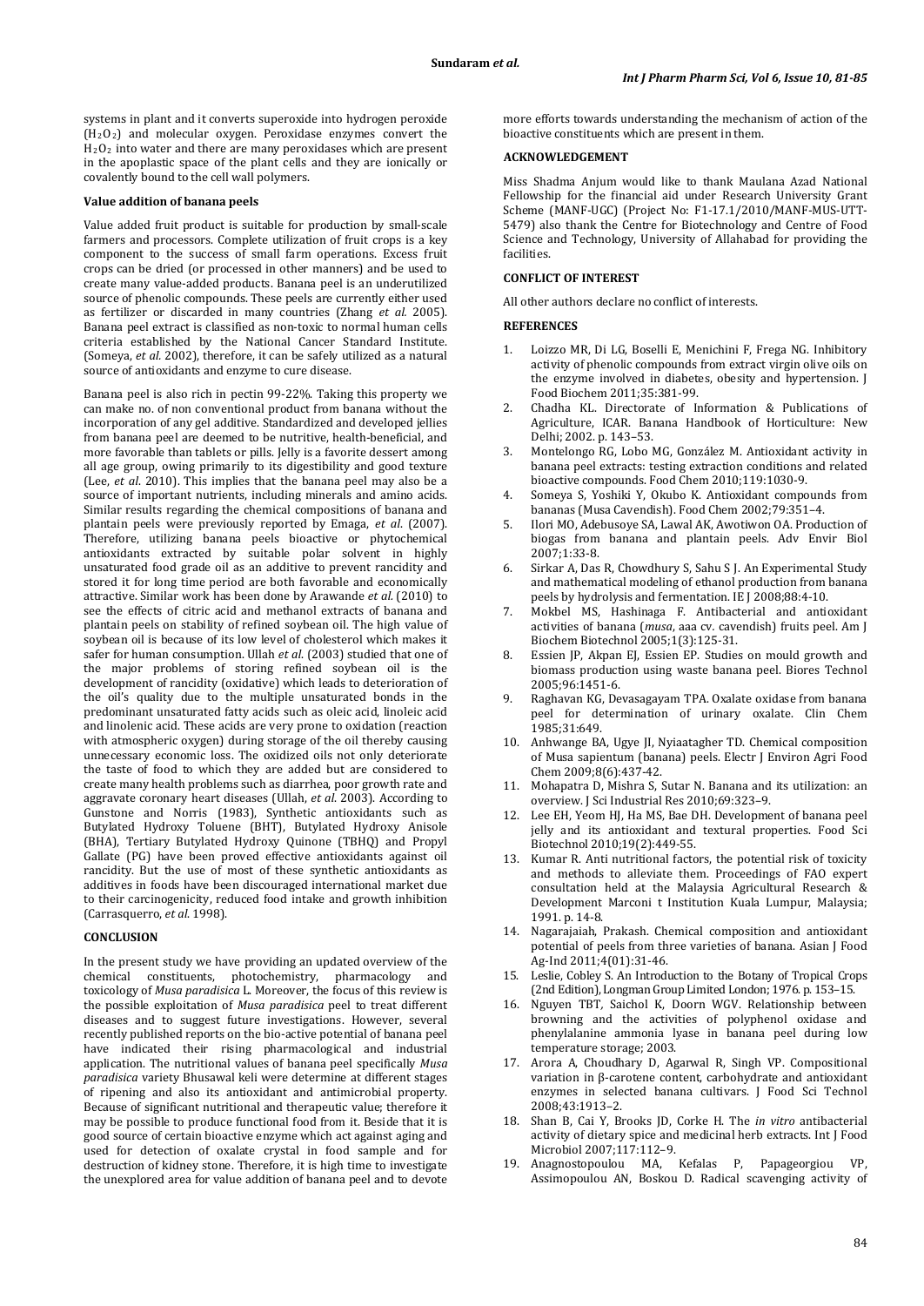systems in plant and it converts superoxide into hydrogen peroxide ($H_2O_2$) and molecular oxygen. Peroxidase enzymes convert the $H_2O_2$ into water and there are many peroxidases which are present in the apoplastic space of the plant cells and they are ionically or covalently bound to the cell wall polymers.

**Value addition of banana peels**

Value added fruit product is suitable for production by small-scale farmers and processors. Complete utilization of fruit crops is a key component to the success of small farm operations. Excess fruit crops can be dried (or processed in other manners) and be used to create many value-added products. Banana peel is an underutilized source of phenolic compounds. These peels are currently either used as fertilizer or discarded in many countries (Zhang *et al.* 2005). Banana peel extract is classified as non-toxic to normal human cells criteria established by the National Cancer Standard Institute. (Someya, *et al.* 2002), therefore, it can be safely utilized as a natural source of antioxidants and enzyme to cure disease.

Banana peel is also rich in pectin 99-22%. Taking this property we can make no. of non conventional product from banana without the incorporation of any gel additive. Standardized and developed jellies from banana peel are deemed to be nutritive, health-beneficial, and more favorable than tablets or pills. Jelly is a favorite dessert among all age group, owing primarily to its digestibility and good texture (Lee, *et al.* 2010). This implies that the banana peel may also be a source of important nutrients, including minerals and amino acids. Similar results regarding the chemical compositions of banana and plantain peels were previously reported by Emaga, *et al.* (2007). Therefore, utilizing banana peels bioactive or phytochemical antioxidants extracted by suitable polar solvent in highly unsaturated food grade oil as an additive to prevent rancidity and stored it for long time period are both favorable and economically attractive. Similar work has been done by Arawande *et al.* (2010) to see the effects of citric acid and methanol extracts of banana and plantain peels on stability of refined soybean oil. The high value of soybean oil is because of its low level of cholesterol which makes it safer for human consumption. Ullah *et al.* (2003) studied that one of the major problems of storing refined soybean oil is the development of rancidity (oxidative) which leads to deterioration of the oil's quality due to the multiple unsaturated bonds in the predominant unsaturated fatty acids such as oleic acid, linoleic acid and linolenic acid. These acids are very prone to oxidation (reaction with atmospheric oxygen) during storage of the oil thereby causing unnecessary economic loss. The oxidized oils not only deteriorate the taste of food to which they are added but are considered to create many health problems such as diarrhea, poor growth rate and aggravate coronary heart diseases (Ullah, *et al.* 2003). According to Gunstone and Norris (1983), Synthetic antioxidants such as Butylated Hydroxy Toluene (BHT), Butylated Hydroxy Anisole (BHA), Tertiary Butylated Hydroxy Quinone (TBHQ) and Propyl Gallate (PG) have been proved effective antioxidants against oil rancidity. But the use of most of these synthetic antioxidants as additives in foods have been discouraged international market due to their carcinogenicity, reduced food intake and growth inhibition (Carrasquerro, *et al.* 1998).

**CONCLUSION**

In the present study we have providing an updated overview of the chemical constituents, photochemistry, pharmacology and toxicology of *Musa paradisica* L. Moreover, the focus of this review is the possible exploitation of *Musa paradisica* peel to treat different diseases and to suggest future investigations. However, several recently published reports on the bio-active potential of banana peel have indicated their rising pharmacological and industrial application. The nutritional values of banana peel specifically *Musa paradisica* variety Bhusawal keli were determine at different stages of ripening and also its antioxidant and antimicrobial property. Because of significant nutritional and therapeutic value; therefore it may be possible to produce functional food from it. Beside that it is good source of certain bioactive enzyme which act against aging and used for detection of oxalate crystal in food sample and for destruction of kidney stone. Therefore, it is high time to investigate the unexplored area for value addition of banana peel and to devote more efforts towards understanding the mechanism of action of the bioactive constituents which are present in them.

**ACKNOWLEDGEMENT**

Miss Shadma Anjum would like to thank Maulana Azad National Fellowship for the financial aid under Research University Grant Scheme (MANF-UGC) (Project No: F1-17.1/2010/MANF-MUS-UTT-5479) also thank the Centre for Biotechnology and Centre of Food Science and Technology, University of Allahabad for providing the facilities.

**CONFLICT OF INTEREST**

All other authors declare no conflict of interests.

**REFERENCES**

1. Loizzo MR, Di LG, Boselli E, Menichini F, Frega NG. Inhibitory activity of phenolic compounds from extract virgin olive oils on the enzyme involved in diabetes, obesity and hypertension. J Food Biochem 2011;35:381-99.
2. Chadha KL. Directorate of Information & Publications of Agriculture, ICAR. Banana Handbook of Horticulture: New Delhi; 2002. p. 143–53.
3. Montelongo RG, Lobo MG, González M. Antioxidant activity in banana peel extracts: testing extraction conditions and related bioactive compounds. Food Chem 2010;119:1030-9.
4. Someya S, Yoshiki Y, Okubo K. Antioxidant compounds from bananas (Musa Cavendish). Food Chem 2002;79:351–4.
5. Ilori MO, Adebusoye SA, Lawal AK, Awotiwon OA. Production of biogas from banana and plantain peels. Adv Envir Biol 2007;1:33-8.
6. Sirkar A, Das R, Chowdhury S, Sahu S J. An Experimental Study and mathematical modeling of ethanol production from banana peels by hydrolysis and fermentation. IE J 2008;88:4-10.
7. Mokbel MS, Hashinaga F. Antibacterial and antioxidant activities of banana (*musa*, aaa cv. cavendish) fruits peel. Am J Biochem Biotechnol 2005;1(3):125-31.
8. Essien JP, Akpan EJ, Essien EP. Studies on mould growth and biomass production using waste banana peel. Biores Technol 2005;96:1451-6.
9. Raghavan KG, Devasagayam TPA. Oxalate oxidase from banana peel for determination of urinary oxalate. Clin Chem 1985;31:649.
10. Anhwange BA, Ugye JI, Nyiaatagher TD. Chemical composition of Musa sapientum (banana) peels. Electr J Environ Agri Food Chem 2009;8(6):437-42.
11. Mohapatra D, Mishra S, Sutar N. Banana and its utilization: an overview. J Sci Industrial Res 2010;69:323–9.
12. Lee EH, Yeom HJ, Ha MS, Bae DH. Development of banana peel jelly and its antioxidant and textural properties. Food Sci Biotechnol 2010;19(2):449-55.
13. Kumar R. Anti nutritional factors, the potential risk of toxicity and methods to alleviate them. Proceedings of FAO expert consultation held at the Malaysia Agricultural Research & Development Marconi t Institution Kuala Lumpur, Malaysia; 1991. p. 14-8.
14. Nagarajaiah, Prakash. Chemical composition and antioxidant potential of peels from three varieties of banana. Asian J Food Ag-Ind 2011;4(01):31-46.
15. Leslie, Cobley S. An Introduction to the Botany of Tropical Crops (2nd Edition), Longman Group Limited London; 1976. p. 153–15.
16. Nguyen TBT, Saichol K, Doorn WGV. Relationship between browning and the activities of polyphenol oxidase and phenylalanine ammonia lyase in banana peel during low temperature storage; 2003.
17. Arora A, Choudhary D, Agarwal R, Singh VP. Compositional variation in β-carotene content, carbohydrate and antioxidant enzymes in selected banana cultivars. J Food Sci Technol 2008;43:1913–2.
18. Shan B, Cai Y, Brooks JD, Corke H. The *in vitro* antibacterial activity of dietary spice and medicinal herb extracts. Int J Food Microbiol 2007;117:112–9.
19. Anagnostopoulou MA, Kefalas P, Papageorgiou VP, Assimopoulou AN, Boskou D. Radical scavenging activity of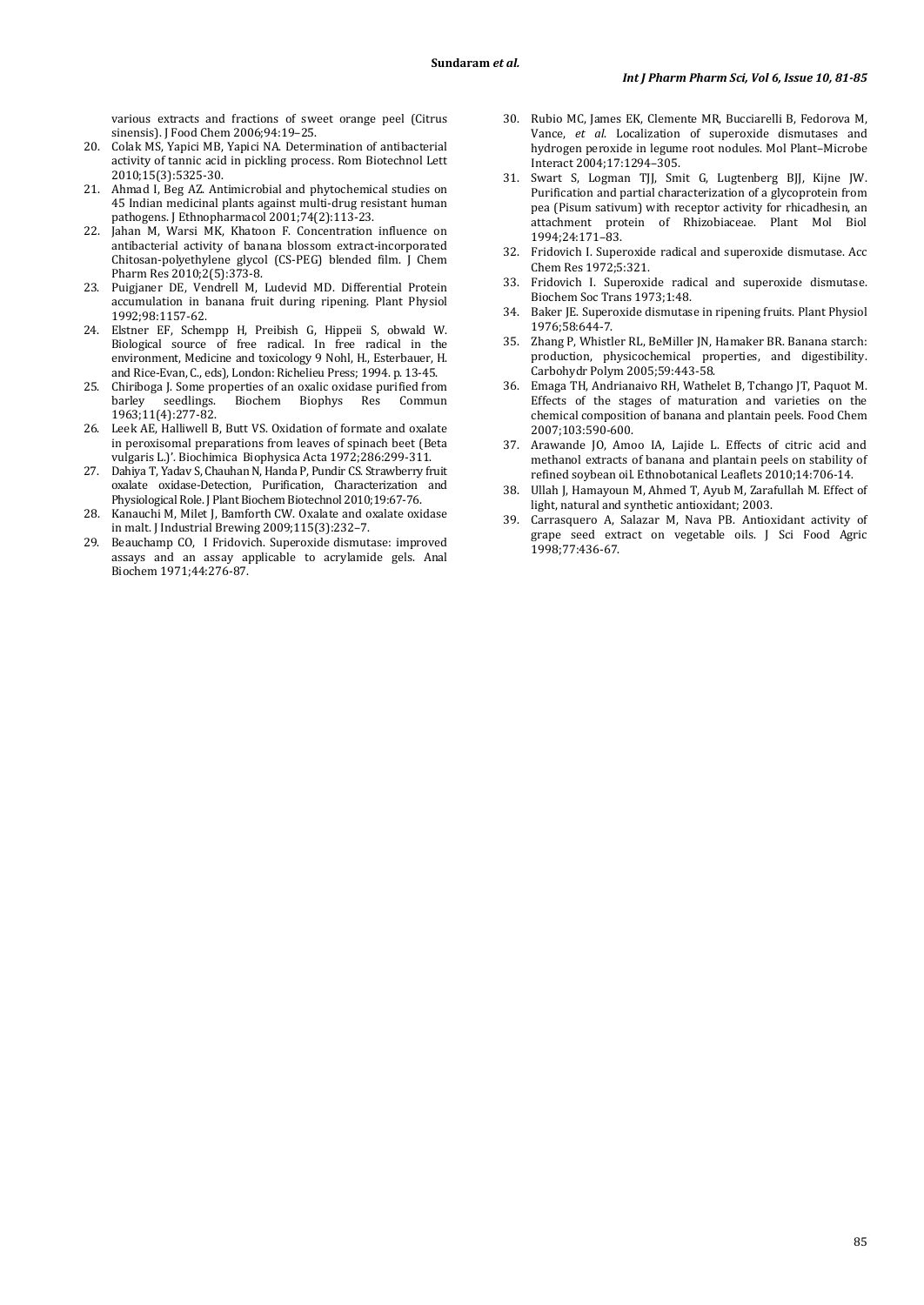various extracts and fractions of sweet orange peel (Citrus sinensis). J Food Chem 2006;94:19–25.

20. Colak MS, Yapici MB, Yapici NA. Determination of antibacterial activity of tannic acid in pickling process. Rom Biotechnol Lett 2010;15(3):5325-30.
21. Ahmad I, Beg AZ. Antimicrobial and phytochemical studies on 45 Indian medicinal plants against multi-drug resistant human pathogens. J Ethnopharmacol 2001;74(2):113-23.
22. Jahan M, Warsi MK, Khatoon F. Concentration influence on antibacterial activity of banana blossom extract-incorporated Chitosan-polyethylene glycol (CS-PEG) blended film. J Chem Pharm Res 2010;2(5):373-8.
23. Puigjaner DE, Vendrell M, Ludevid MD. Differential Protein accumulation in banana fruit during ripening. Plant Physiol 1992;98:1157-62.
24. Elstner EF, Schempp H, Preibish G, Hippeii S, obwald W. Biological source of free radical. In free radical in the environment, Medicine and toxicology 9 Nohl, H., Esterbauer, H. and Rice-Evan, C., eds), London: Richelieu Press; 1994. p. 13-45.
25. Chiriboga J. Some properties of an oxalic oxidase purified from barley seedlings. Biochem Biophys Res Commun 1963;11(4):277-82.
26. Leek AE, Halliwell B, Butt VS. Oxidation of formate and oxalate in peroxisomal preparations from leaves of spinach beet (Beta vulgaris L.)'. Biochimica Biophysica Acta 1972;286:299-311.
27. Dahiya T, Yadav S, Chauhan N, Handa P, Pundir CS. Strawberry fruit oxalate oxidase-Detection, Purification, Characterization and Physiological Role. J Plant Biochem Biotechnol 2010;19:67-76.
28. Kanauchi M, Milet J, Bamforth CW. Oxalate and oxalate oxidase in malt. J Industrial Brewing 2009;115(3):232–7.
29. Beauchamp CO, I Fridovich. Superoxide dismutase: improved assays and an assay applicable to acrylamide gels. Anal Biochem 1971;44:276-87.
30. Rubio MC, James EK, Clemente MR, Bucciarelli B, Fedorova M, Vance, *et al.* Localization of superoxide dismutases and hydrogen peroxide in legume root nodules. Mol Plant–Microbe Interact 2004;17:1294–305.
31. Swart S, Logman TJJ, Smit G, Lugtenberg BJJ, Kijne JW. Purification and partial characterization of a glycoprotein from pea (Pisum sativum) with receptor activity for rhicadhesin, an attachment protein of Rhizobiaceae. Plant Mol Biol 1994;24:171–83.
32. Fridovich I. Superoxide radical and superoxide dismutase. Acc Chem Res 1972;5:321.
33. Fridovich I. Superoxide radical and superoxide dismutase. Biochem Soc Trans 1973;1:48.
34. Baker JE. Superoxide dismutase in ripening fruits. Plant Physiol 1976;58:644-7.
35. Zhang P, Whistler RL, BeMiller JN, Hamaker BR. Banana starch: production, physicochemical properties, and digestibility. Carbohydr Polym 2005;59:443-58.
36. Emaga TH, Andrianaivo RH, Wathelet B, Tchango JT, Paquot M. Effects of the stages of maturation and varieties on the chemical composition of banana and plantain peels. Food Chem 2007;103:590-600.
37. Arawande JO, Amoo IA, Lajide L. Effects of citric acid and methanol extracts of banana and plantain peels on stability of refined soybean oil. Ethnobotanical Leaflets 2010;14:706-14.
38. Ullah J, Hamayoun M, Ahmed T, Ayub M, Zarafullah M. Effect of light, natural and synthetic antioxidant; 2003.
39. Carrasquero A, Salazar M, Nava PB. Antioxidant activity of grape seed extract on vegetable oils. J Sci Food Agric 1998;77:436-67.